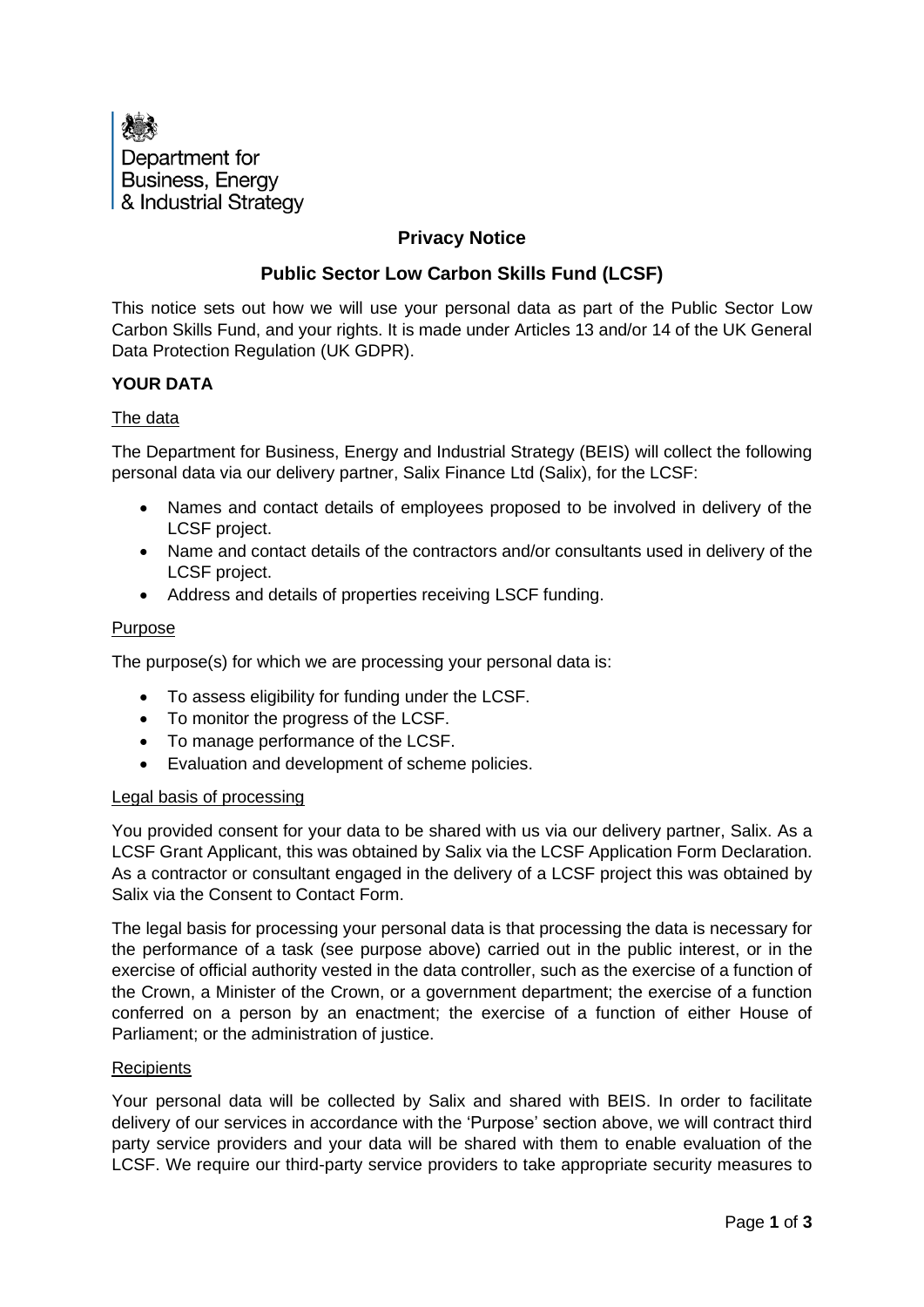Department for Business, Energy & Industrial Strategy

# Privacy Notice

## Public Sector Low Carbon Skills Fund (LCSF)

This notice sets out how we will use your personal data as part of the Public Sector Low Carbon Skills Fund, and your rights. It is made under Articles 13 and/or 14 of the UK General Data Protection Regulation (UK GDPR).

### YOUR DATA

#### The data

The Department for Business, Energy and Industrial Strategy (BEIS) will collect the following personal data via our delivery partner, Salix Finance Ltd (Salix), for the LCSF:

- Names and contact details of employees proposed to be involved in delivery of the LCSF project.
- Name and contact details of the contractors and/or consultants used in delivery of the LCSF project.
- Address and details of properties receiving LSCF funding.

#### Purpose

The purpose(s) for which we are processing your personal data is:

- To assess eligibility for funding under the LCSF.
- To monitor the progress of the LCSF.
- To manage performance of the LCSF.
- Evaluation and development of scheme policies.

#### Legal basis of processing

You provided consent for your data to be shared with us via our delivery partner, Salix. As a LCSF Grant Applicant, this was obtained by Salix via the LCSF Application Form Declaration. As a contractor or consultant engaged in the delivery of a LCSF project this was obtained by Salix via the Consent to Contact Form.

The legal basis for processing your personal data is that processing the data is necessary for the performance of a task (see purpose above) carried out in the public interest, or in the exercise of official authority vested in the data controller, such as the exercise of a function of the Crown, a Minister of the Crown, or a government department; the exercise of a function conferred on a person by an enactment; the exercise of a function of either House of Parliament; or the administration of justice.

#### Recipients

Your personal data will be collected by Salix and shared with BEIS. In order to facilitate delivery of our services in accordance with the 'Purpose' section above, we will contract third party service providers and your data will be shared with them to enable evaluation of the LCSF. We require our third-party service providers to take appropriate security measures to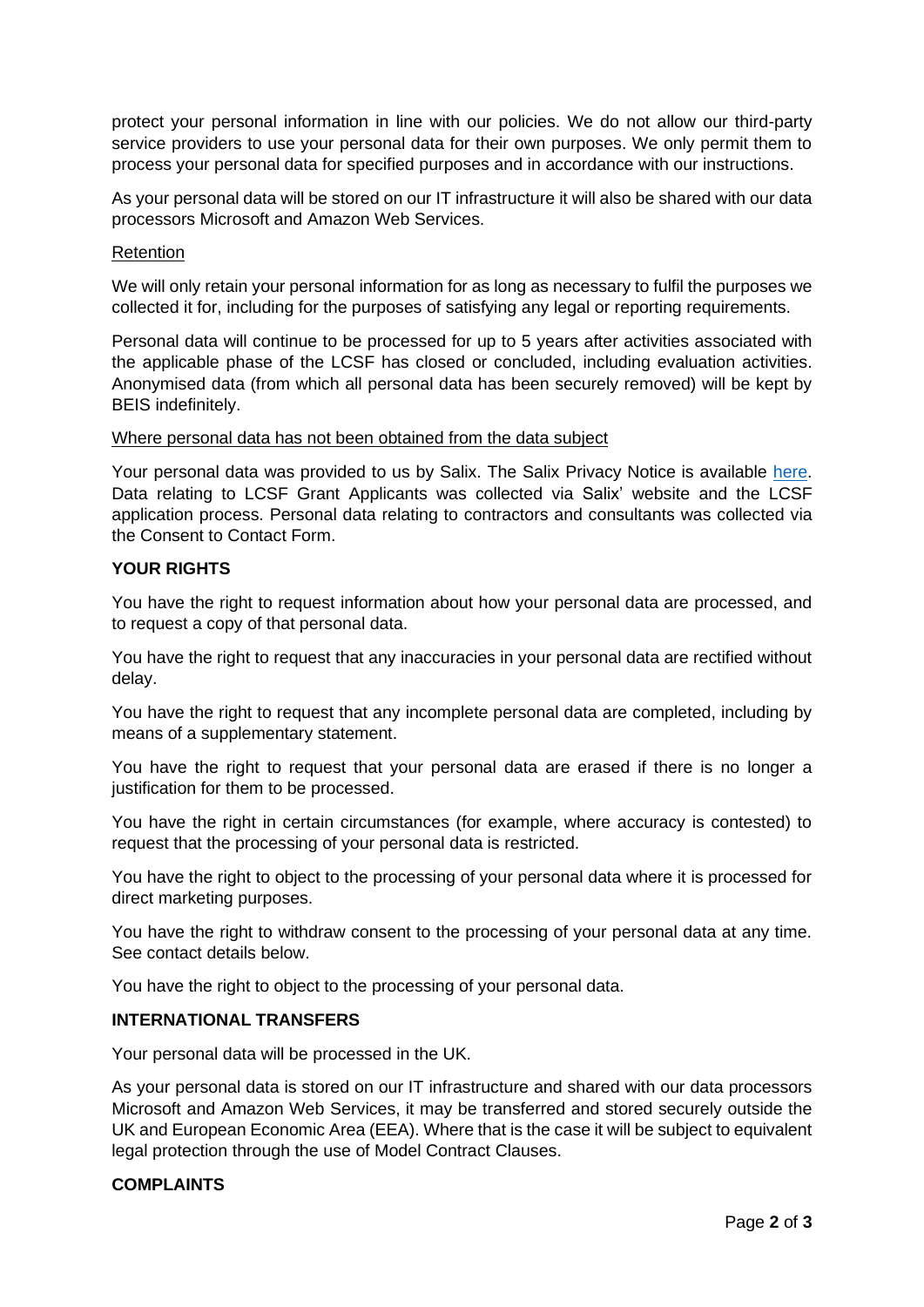protect your personal information in line with our policies. We do not allow our third-party service providers to use your personal data for their own purposes. We only permit them to process your personal data for specified purposes and in accordance with our instructions.

As your personal data will be stored on our IT infrastructure it will also be shared with our data processors Microsoft and Amazon Web Services.

<u>Retention</u>

We will only retain your personal information for as long as necessary to fulfil the purposes we collected it for, including for the purposes of satisfying any legal or reporting requirements.

Personal data will continue to be processed for up to 5 years after activities associated with the applicable phase of the LCSF has closed or concluded, including evaluation activities. Anonymised data (from which all personal data has been securely removed) will be kept by BEIS indefinitely.

<u>Where personal data has not been obtained from the data subject</u>

Your personal data was provided to us by Salix. The Salix Privacy Notice is available here. Data relating to LCSF Grant Applicants was collected via Salix' website and the LCSF application process. Personal data relating to contractors and consultants was collected via the Consent to Contact Form.

**YOUR RIGHTS**

You have the right to request information about how your personal data are processed, and to request a copy of that personal data.

You have the right to request that any inaccuracies in your personal data are rectified without delay.

You have the right to request that any incomplete personal data are completed, including by means of a supplementary statement.

You have the right to request that your personal data are erased if there is no longer a justification for them to be processed.

You have the right in certain circumstances (for example, where accuracy is contested) to request that the processing of your personal data is restricted.

You have the right to object to the processing of your personal data where it is processed for direct marketing purposes.

You have the right to withdraw consent to the processing of your personal data at any time. See contact details below.

You have the right to object to the processing of your personal data.

**INTERNATIONAL TRANSFERS**

Your personal data will be processed in the UK.

As your personal data is stored on our IT infrastructure and shared with our data processors Microsoft and Amazon Web Services, it may be transferred and stored securely outside the UK and European Economic Area (EEA). Where that is the case it will be subject to equivalent legal protection through the use of Model Contract Clauses.

**COMPLAINTS**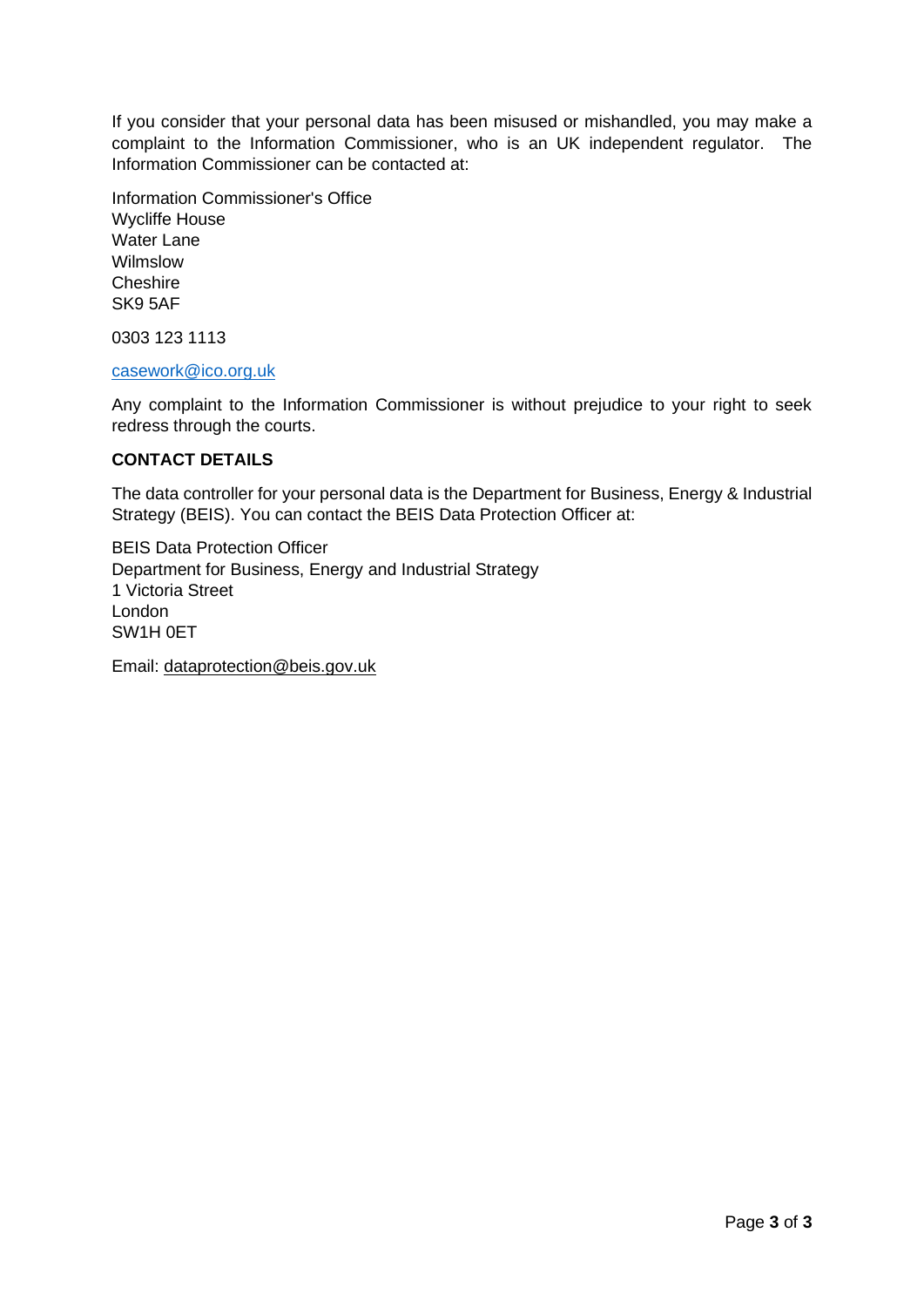If you consider that your personal data has been misused or mishandled, you may make a complaint to the Information Commissioner, who is an UK independent regulator. The Information Commissioner can be contacted at:

Information Commissioner's Office
Wycliffe House
Water Lane
Wilmslow
Cheshire
SK9 5AF

0303 123 1113

casework@ico.org.uk

Any complaint to the Information Commissioner is without prejudice to your right to seek redress through the courts.

**CONTACT DETAILS**

The data controller for your personal data is the Department for Business, Energy & Industrial Strategy (BEIS). You can contact the BEIS Data Protection Officer at:

BEIS Data Protection Officer
Department for Business, Energy and Industrial Strategy
1 Victoria Street
London
SW1H 0ET

Email: dataprotection@beis.gov.uk